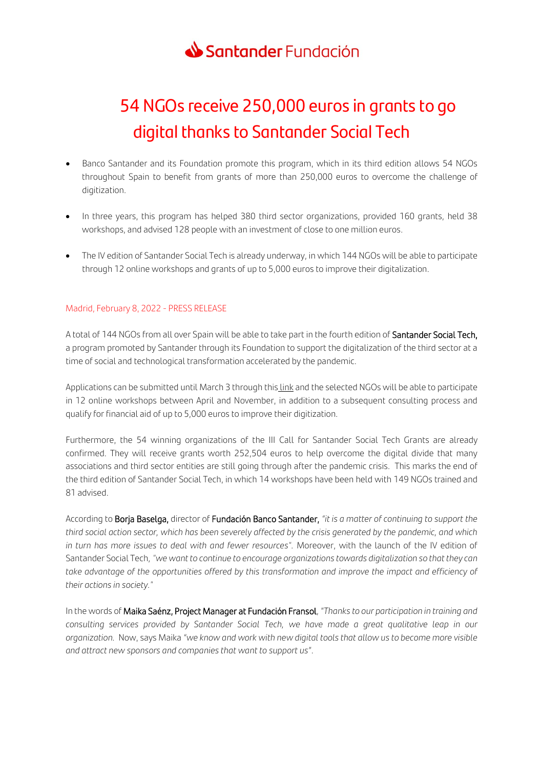Santander Fundación

# 54 NGOs receive 250,000 euros in grants to go digital thanks to Santander Social Tech

- Banco Santander and its Foundation promote this program, which in its third edition allows 54 NGOs throughout Spain to benefit from grants of more than 250,000 euros to overcome the challenge of digitization.
- In three years, this program has helped 380 third sector organizations, provided 160 grants, held 38 workshops, and advised 128 people with an investment of close to one million euros.
- The IV edition of Santander Social Tech is already underway, in which 144 NGOs will be able to participate through 12 online workshops and grants of up to 5,000 euros to improve their digitalization.

Madrid, February 8, 2022 - PRESS RELEASE

A total of 144 NGOs from all over Spain will be able to take part in the fourth edition of Santander Social Tech, a program promoted by Santander through its Foundation to support the digitalization of the third sector at a time of social and technological transformation accelerated by the pandemic.

Applications can be submitted until March 3 through this link and the selected NGOs will be able to participate in 12 online workshops between April and November, in addition to a subsequent consulting process and qualify for financial aid of up to 5,000 euros to improve their digitization.

Furthermore, the 54 winning organizations of the III Call for Santander Social Tech Grants are already confirmed. They will receive grants worth 252,504 euros to help overcome the digital divide that many associations and third sector entities are still going through after the pandemic crisis. This marks the end of the third edition of Santander Social Tech, in which 14 workshops have been held with 149 NGOs trained and 81 advised.

According to Borja Baselga, director of Fundación Banco Santander, *"it is a matter of continuing to support the third social action sector, which has been severely affected by the crisis generated by the pandemic, and which in turn has more issues to deal with and fewer resources"*. Moreover, with the launch of the IV edition of Santander Social Tech, *"we want to continue to encourage organizations towards digitalization so that they can take advantage of the opportunities offered by this transformation and improve the impact and efficiency of their actions in society."*

In the words of Maika Saénz, Project Manager at Fundación Fransol, *"Thanks to our participation in training and consulting services provided by Santander Social Tech, we have made a great qualitative leap in our organization.* Now, says Maika *"we know and work with new digital tools that allow us to become more visible and attract new sponsors and companies that want to support us"*.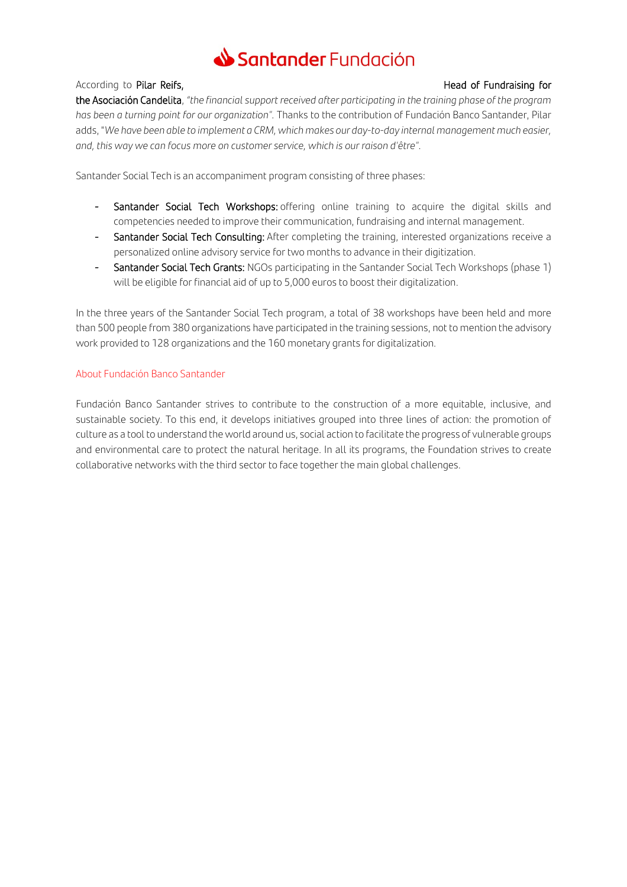According to Pilar Reifs, Head of Fundraising for the Asociación Candelita, *"the financial support received after participating in the training phase of the program has been a turning point for our organization"*. Thanks to the contribution of Fundación Banco Santander, Pilar adds, "*We have been able to implement a CRM, which makes our day-to-day internal management much easier, and, this way we can focus more on customer service, which is our raison d'être*".

Santander Social Tech is an accompaniment program consisting of three phases:

- Santander Social Tech Workshops: offering online training to acquire the digital skills and competencies needed to improve their communication, fundraising and internal management.
- Santander Social Tech Consulting: After completing the training, interested organizations receive a personalized online advisory service for two months to advance in their digitization.
- Santander Social Tech Grants: NGOs participating in the Santander Social Tech Workshops (phase 1) will be eligible for financial aid of up to 5,000 euros to boost their digitalization.

In the three years of the Santander Social Tech program, a total of 38 workshops have been held and more than 500 people from 380 organizations have participated in the training sessions, not to mention the advisory work provided to 128 organizations and the 160 monetary grants for digitalization.

## About Fundación Banco Santander

Fundación Banco Santander strives to contribute to the construction of a more equitable, inclusive, and sustainable society. To this end, it develops initiatives grouped into three lines of action: the promotion of culture as a tool to understand the world around us, social action to facilitate the progress of vulnerable groups and environmental care to protect the natural heritage. In all its programs, the Foundation strives to create collaborative networks with the third sector to face together the main global challenges.